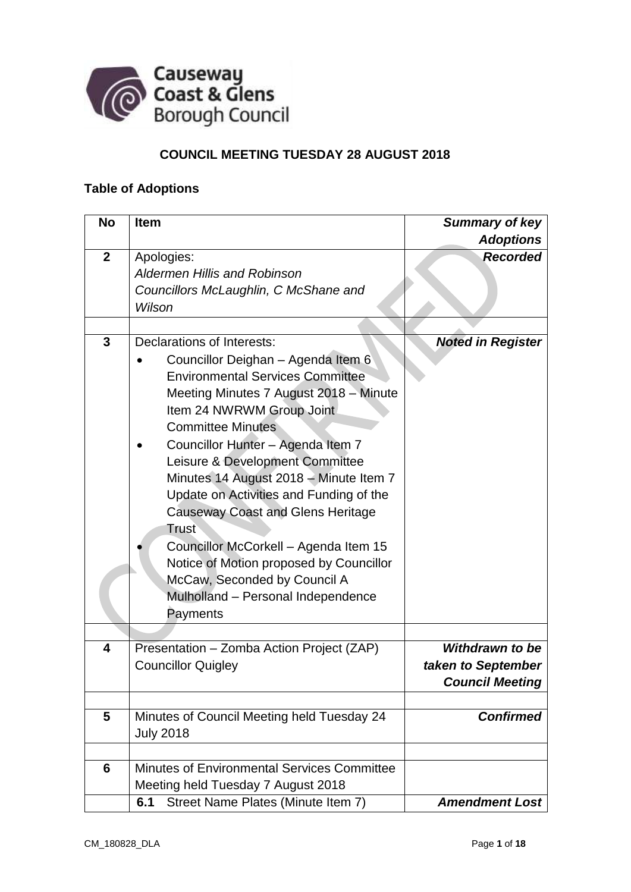# COUNCIL MEETING TUESDAY 28 AUGUST 2018

## Table of Adoptions

| No | Item | Summary of key Adoptions |
|---|---|---|
| **2** | Apologies:<br>*Aldermen Hillis and Robinson*<br>*Councillors McLaughlin, C McShane and Wilson* | ***Recorded*** |
| | | |
| **3** | Declarations of Interests:<br>• Councillor Deighan – Agenda Item 6 Environmental Services Committee Meeting Minutes 7 August 2018 – Minute Item 24 NWRWM Group Joint Committee Minutes<br>• Councillor Hunter – Agenda Item 7 Leisure & Development Committee Minutes 14 August 2018 – Minute Item 7 Update on Activities and Funding of the Causeway Coast and Glens Heritage Trust<br>• Councillor McCorkell – Agenda Item 15 Notice of Motion proposed by Councillor McCaw, Seconded by Council A Mulholland – Personal Independence Payments | ***Noted in Register*** |
| | | |
| **4** | Presentation – Zomba Action Project (ZAP) Councillor Quigley | ***Withdrawn to be taken to September Council Meeting*** |
| | | |
| **5** | Minutes of Council Meeting held Tuesday 24 July 2018 | ***Confirmed*** |
| | | |
| **6** | Minutes of Environmental Services Committee Meeting held Tuesday 7 August 2018 | |
| | **6.1** Street Name Plates (Minute Item 7) | ***Amendment Lost*** |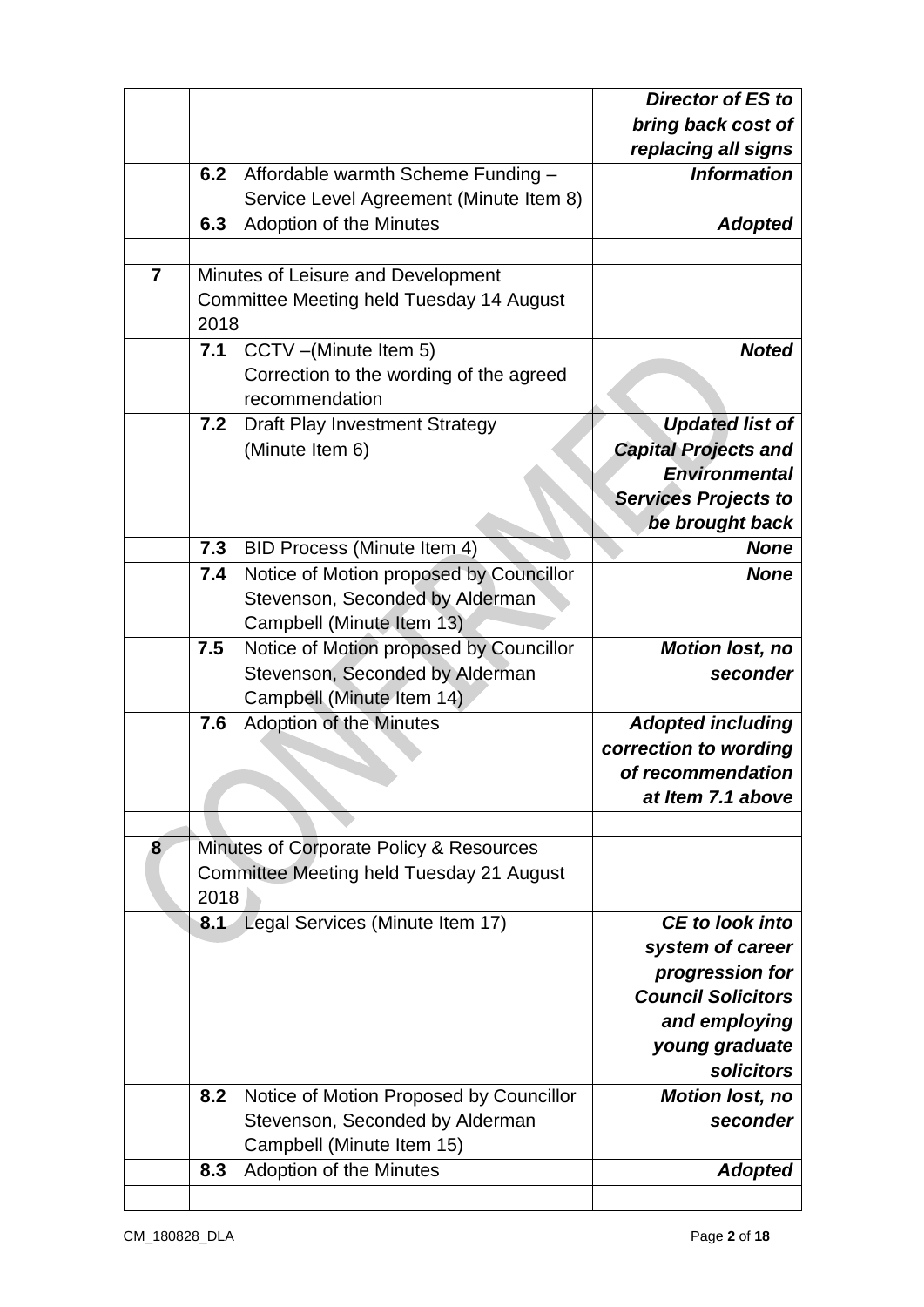| | | |
|---|---|---|
| | | ***Director of ES to bring back cost of replacing all signs*** |
| | **6.2** Affordable warmth Scheme Funding – Service Level Agreement (Minute Item 8) | ***Information*** |
| | **6.3** Adoption of the Minutes | ***Adopted*** |
| | | |
| **7** | Minutes of Leisure and Development Committee Meeting held Tuesday 14 August 2018 | |
| | **7.1** CCTV –(Minute Item 5) Correction to the wording of the agreed recommendation | ***Noted*** |
| | **7.2** Draft Play Investment Strategy (Minute Item 6) | ***Updated list of Capital Projects and Environmental Services Projects to be brought back*** |
| | **7.3** BID Process (Minute Item 4) | ***None*** |
| | **7.4** Notice of Motion proposed by Councillor Stevenson, Seconded by Alderman Campbell (Minute Item 13) | ***None*** |
| | **7.5** Notice of Motion proposed by Councillor Stevenson, Seconded by Alderman Campbell (Minute Item 14) | ***Motion lost, no seconder*** |
| | **7.6** Adoption of the Minutes | ***Adopted including correction to wording of recommendation at Item 7.1 above*** |
| | | |
| **8** | Minutes of Corporate Policy & Resources Committee Meeting held Tuesday 21 August 2018 | |
| | **8.1** Legal Services (Minute Item 17) | ***CE to look into system of career progression for Council Solicitors and employing young graduate solicitors*** |
| | **8.2** Notice of Motion Proposed by Councillor Stevenson, Seconded by Alderman Campbell (Minute Item 15) | ***Motion lost, no seconder*** |
| | **8.3** Adoption of the Minutes | ***Adopted*** |
| | | |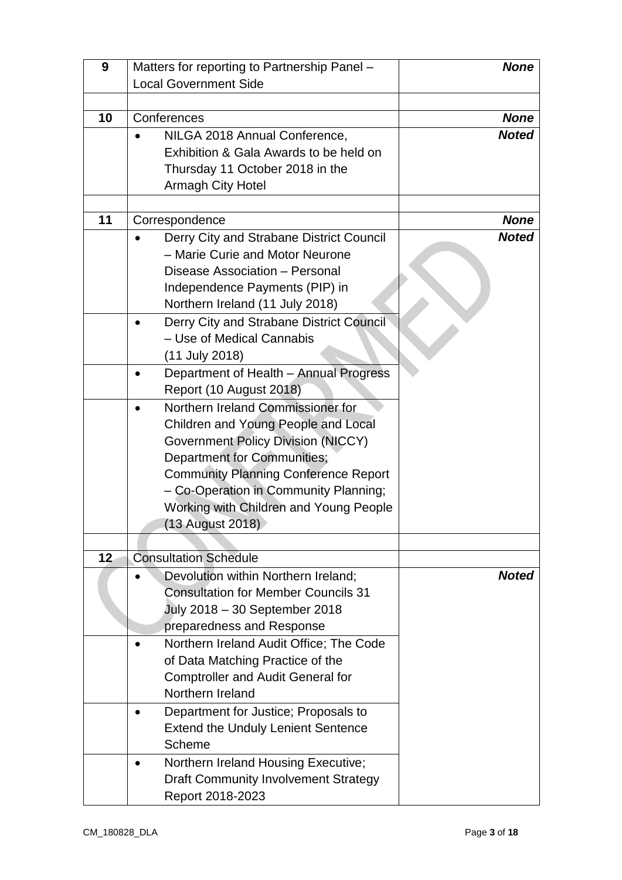| 9 | Matters for reporting to Partnership Panel – Local Government Side | ***None*** |
|---|---|---|
| | | |
| 10 | Conferences | ***None*** |
| | • NILGA 2018 Annual Conference, Exhibition & Gala Awards to be held on Thursday 11 October 2018 in the Armagh City Hotel | ***Noted*** |
| | | |
| 11 | Correspondence | ***None*** |
| | • Derry City and Strabane District Council – Marie Curie and Motor Neurone Disease Association – Personal Independence Payments (PIP) in Northern Ireland (11 July 2018) | ***Noted*** |
| | • Derry City and Strabane District Council – Use of Medical Cannabis (11 July 2018) | |
| | • Department of Health – Annual Progress Report (10 August 2018) | |
| | • Northern Ireland Commissioner for Children and Young People and Local Government Policy Division (NICCY) Department for Communities; Community Planning Conference Report – Co-Operation in Community Planning; Working with Children and Young People (13 August 2018) | |
| | | |
| 12 | Consultation Schedule | |
| | • Devolution within Northern Ireland; Consultation for Member Councils 31 July 2018 – 30 September 2018 preparedness and Response | ***Noted*** |
| | • Northern Ireland Audit Office; The Code of Data Matching Practice of the Comptroller and Audit General for Northern Ireland | |
| | • Department for Justice; Proposals to Extend the Unduly Lenient Sentence Scheme | |
| | • Northern Ireland Housing Executive; Draft Community Involvement Strategy Report 2018-2023 | |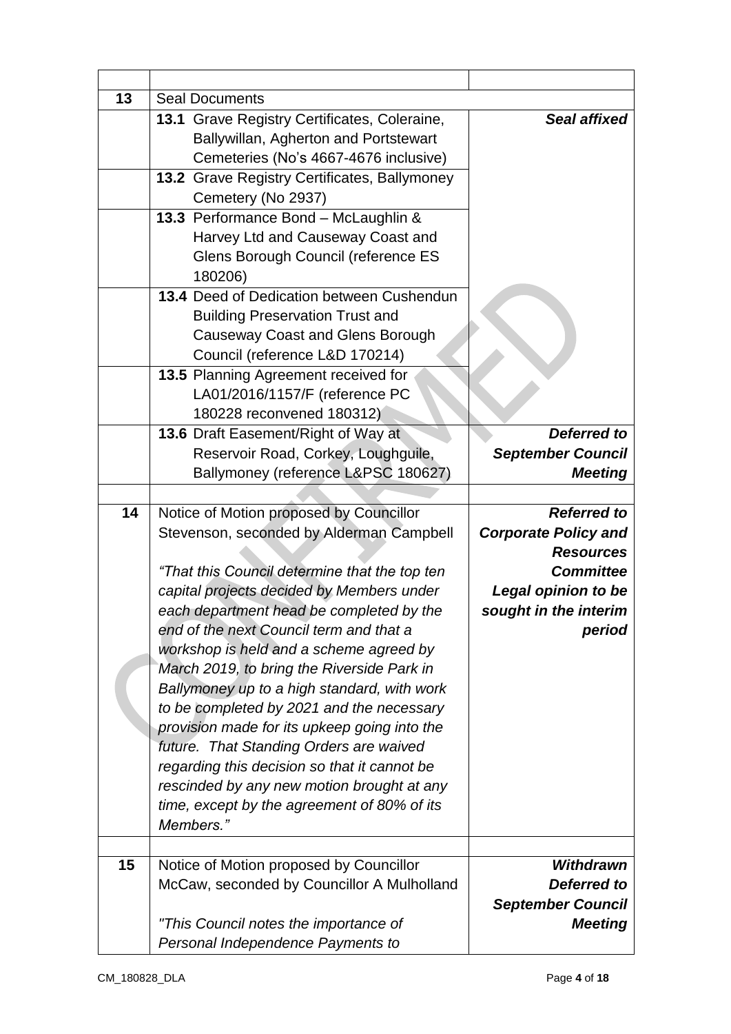| | | |
|---|---|---|
| **13** | Seal Documents | |
| | **13.1** Grave Registry Certificates, Coleraine, Ballywillan, Agherton and Portstewart Cemeteries (No's 4667-4676 inclusive) | ***Seal affixed*** |
| | **13.2** Grave Registry Certificates, Ballymoney Cemetery (No 2937) | |
| | **13.3** Performance Bond – McLaughlin & Harvey Ltd and Causeway Coast and Glens Borough Council (reference ES 180206) | |
| | **13.4** Deed of Dedication between Cushendun Building Preservation Trust and Causeway Coast and Glens Borough Council (reference L&D 170214) | |
| | **13.5** Planning Agreement received for LA01/2016/1157/F (reference PC 180228 reconvened 180312) | |
| | **13.6** Draft Easement/Right of Way at Reservoir Road, Corkey, Loughguile, Ballymoney (reference L&PSC 180627) | ***Deferred to September Council Meeting*** |
| | | |
| **14** | Notice of Motion proposed by Councillor Stevenson, seconded by Alderman Campbell<br><br>*"That this Council determine that the top ten capital projects decided by Members under each department head be completed by the end of the next Council term and that a workshop is held and a scheme agreed by March 2019, to bring the Riverside Park in Ballymoney up to a high standard, with work to be completed by 2021 and the necessary provision made for its upkeep going into the future. That Standing Orders are waived regarding this decision so that it cannot be rescinded by any new motion brought at any time, except by the agreement of 80% of its Members."* | ***Referred to Corporate Policy and Resources Committee Legal opinion to be sought in the interim period*** |
| | | |
| **15** | Notice of Motion proposed by Councillor McCaw, seconded by Councillor A Mulholland<br><br>*"This Council notes the importance of Personal Independence Payments to* | ***Withdrawn Deferred to September Council Meeting*** |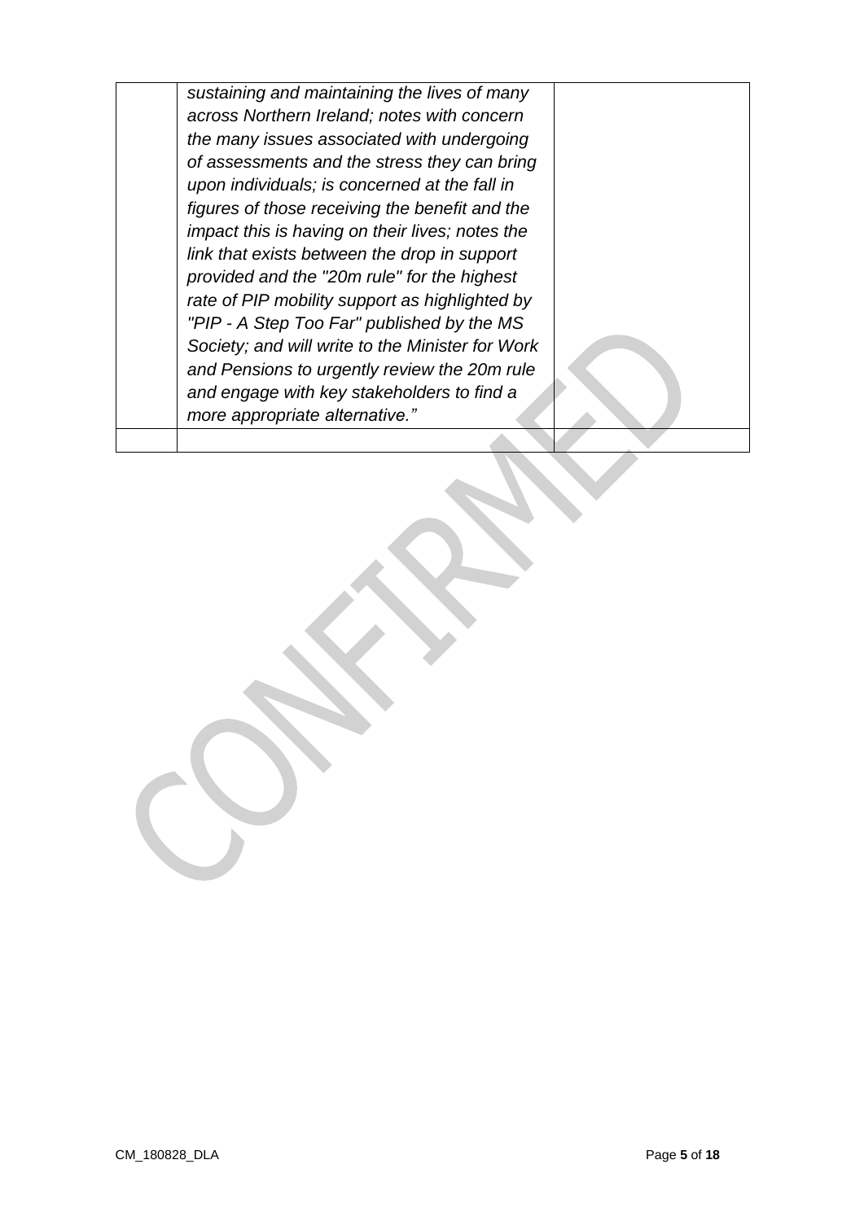| | | |
|---|---|---|
| | *sustaining and maintaining the lives of many across Northern Ireland; notes with concern the many issues associated with undergoing of assessments and the stress they can bring upon individuals; is concerned at the fall in figures of those receiving the benefit and the impact this is having on their lives; notes the link that exists between the drop in support provided and the "20m rule" for the highest rate of PIP mobility support as highlighted by "PIP - A Step Too Far" published by the MS Society; and will write to the Minister for Work and Pensions to urgently review the 20m rule and engage with key stakeholders to find a more appropriate alternative."* | |
| | | |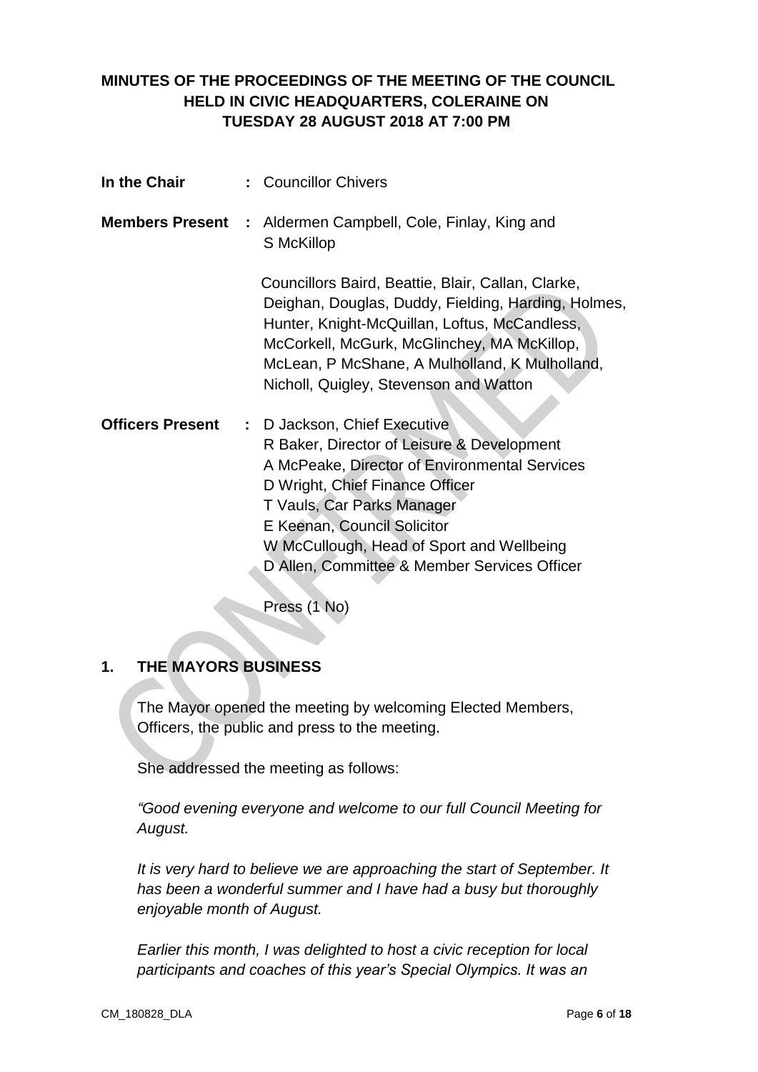**MINUTES OF THE PROCEEDINGS OF THE MEETING OF THE COUNCIL HELD IN CIVIC HEADQUARTERS, COLERAINE ON TUESDAY 28 AUGUST 2018 AT 7:00 PM**

**In the Chair** : Councillor Chivers

**Members Present** : Aldermen Campbell, Cole, Finlay, King and S McKillop

Councillors Baird, Beattie, Blair, Callan, Clarke, Deighan, Douglas, Duddy, Fielding, Harding, Holmes, Hunter, Knight-McQuillan, Loftus, McCandless, McCorkell, McGurk, McGlinchey, MA McKillop, McLean, P McShane, A Mulholland, K Mulholland, Nicholl, Quigley, Stevenson and Watton

**Officers Present** : D Jackson, Chief Executive
R Baker, Director of Leisure & Development
A McPeake, Director of Environmental Services
D Wright, Chief Finance Officer
T Vauls, Car Parks Manager
E Keenan, Council Solicitor
W McCullough, Head of Sport and Wellbeing
D Allen, Committee & Member Services Officer

Press (1 No)

## 1. THE MAYORS BUSINESS

The Mayor opened the meeting by welcoming Elected Members, Officers, the public and press to the meeting.

She addressed the meeting as follows:

*"Good evening everyone and welcome to our full Council Meeting for August.*

*It is very hard to believe we are approaching the start of September. It has been a wonderful summer and I have had a busy but thoroughly enjoyable month of August.*

*Earlier this month, I was delighted to host a civic reception for local participants and coaches of this year's Special Olympics. It was an*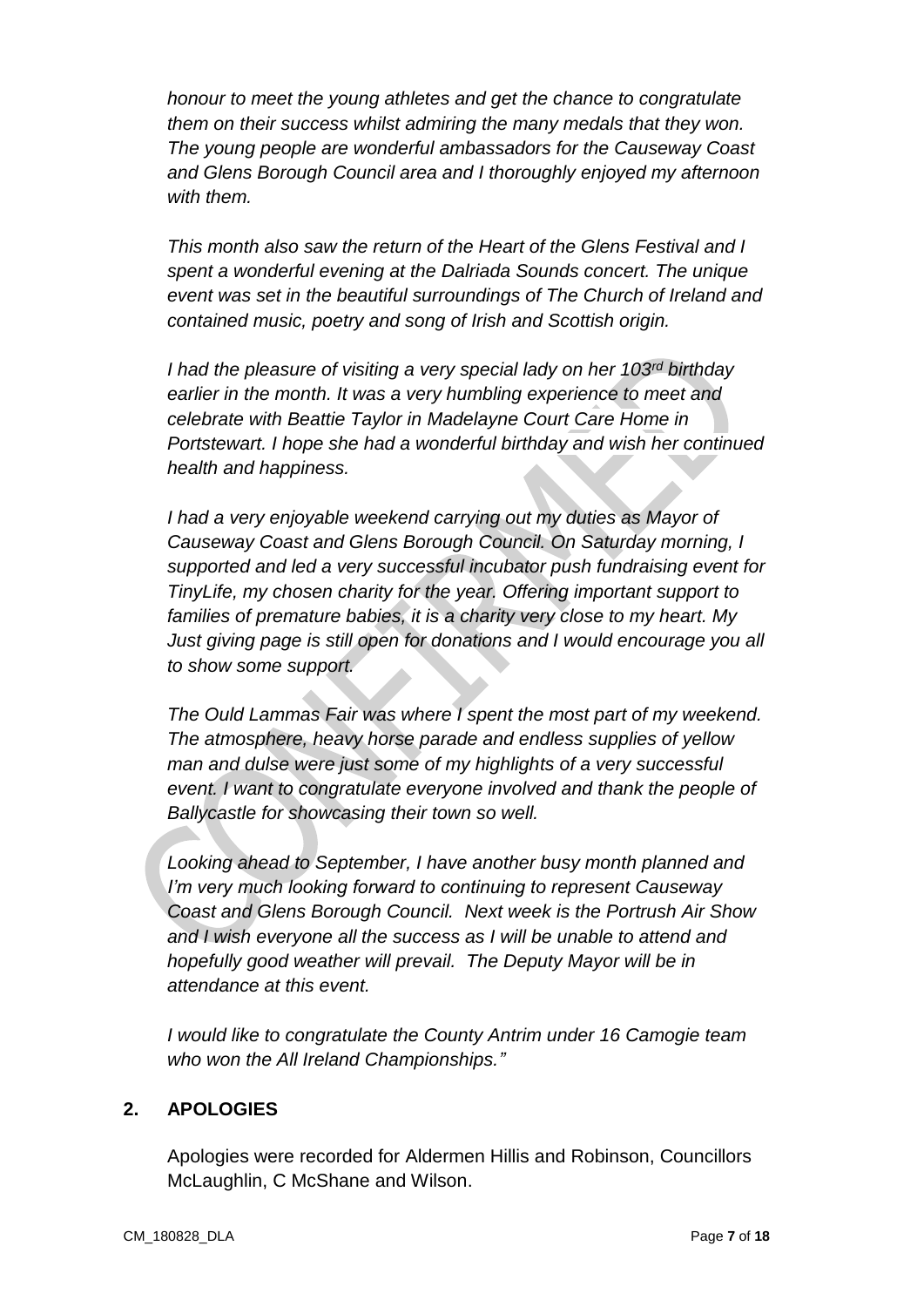*honour to meet the young athletes and get the chance to congratulate them on their success whilst admiring the many medals that they won. The young people are wonderful ambassadors for the Causeway Coast and Glens Borough Council area and I thoroughly enjoyed my afternoon with them.*

*This month also saw the return of the Heart of the Glens Festival and I spent a wonderful evening at the Dalriada Sounds concert. The unique event was set in the beautiful surroundings of The Church of Ireland and contained music, poetry and song of Irish and Scottish origin.*

*I had the pleasure of visiting a very special lady on her 103rd birthday earlier in the month. It was a very humbling experience to meet and celebrate with Beattie Taylor in Madelayne Court Care Home in Portstewart. I hope she had a wonderful birthday and wish her continued health and happiness.*

*I had a very enjoyable weekend carrying out my duties as Mayor of Causeway Coast and Glens Borough Council. On Saturday morning, I supported and led a very successful incubator push fundraising event for TinyLife, my chosen charity for the year. Offering important support to families of premature babies, it is a charity very close to my heart. My Just giving page is still open for donations and I would encourage you all to show some support.*

*The Ould Lammas Fair was where I spent the most part of my weekend. The atmosphere, heavy horse parade and endless supplies of yellow man and dulse were just some of my highlights of a very successful event. I want to congratulate everyone involved and thank the people of Ballycastle for showcasing their town so well.*

*Looking ahead to September, I have another busy month planned and I'm very much looking forward to continuing to represent Causeway Coast and Glens Borough Council. Next week is the Portrush Air Show and I wish everyone all the success as I will be unable to attend and hopefully good weather will prevail. The Deputy Mayor will be in attendance at this event.*

*I would like to congratulate the County Antrim under 16 Camogie team who won the All Ireland Championships."*

## 2. APOLOGIES

Apologies were recorded for Aldermen Hillis and Robinson, Councillors McLaughlin, C McShane and Wilson.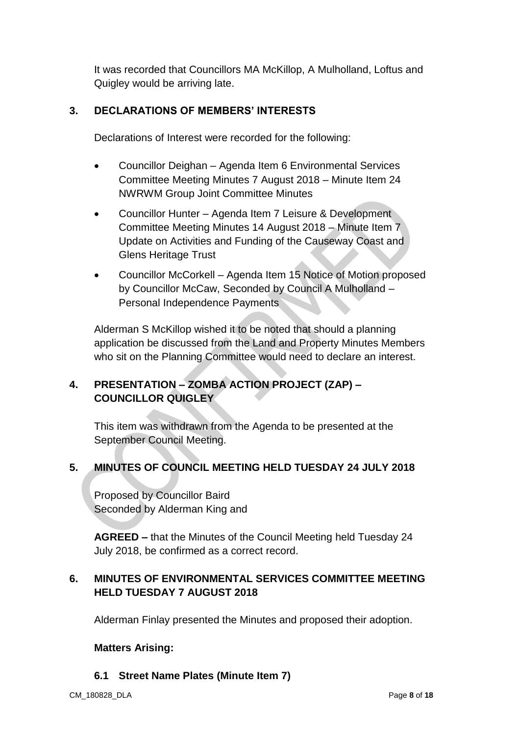It was recorded that Councillors MA McKillop, A Mulholland, Loftus and Quigley would be arriving late.

## 3. DECLARATIONS OF MEMBERS' INTERESTS

Declarations of Interest were recorded for the following:

- Councillor Deighan – Agenda Item 6 Environmental Services Committee Meeting Minutes 7 August 2018 – Minute Item 24 NWRWM Group Joint Committee Minutes
- Councillor Hunter – Agenda Item 7 Leisure & Development Committee Meeting Minutes 14 August 2018 – Minute Item 7 Update on Activities and Funding of the Causeway Coast and Glens Heritage Trust
- Councillor McCorkell – Agenda Item 15 Notice of Motion proposed by Councillor McCaw, Seconded by Council A Mulholland – Personal Independence Payments

Alderman S McKillop wished it to be noted that should a planning application be discussed from the Land and Property Minutes Members who sit on the Planning Committee would need to declare an interest.

## 4. PRESENTATION – ZOMBA ACTION PROJECT (ZAP) – COUNCILLOR QUIGLEY

This item was withdrawn from the Agenda to be presented at the September Council Meeting.

## 5. MINUTES OF COUNCIL MEETING HELD TUESDAY 24 JULY 2018

Proposed by Councillor Baird
Seconded by Alderman King and

**AGREED –** that the Minutes of the Council Meeting held Tuesday 24 July 2018, be confirmed as a correct record.

## 6. MINUTES OF ENVIRONMENTAL SERVICES COMMITTEE MEETING HELD TUESDAY 7 AUGUST 2018

Alderman Finlay presented the Minutes and proposed their adoption.

**Matters Arising:**

### 6.1 Street Name Plates (Minute Item 7)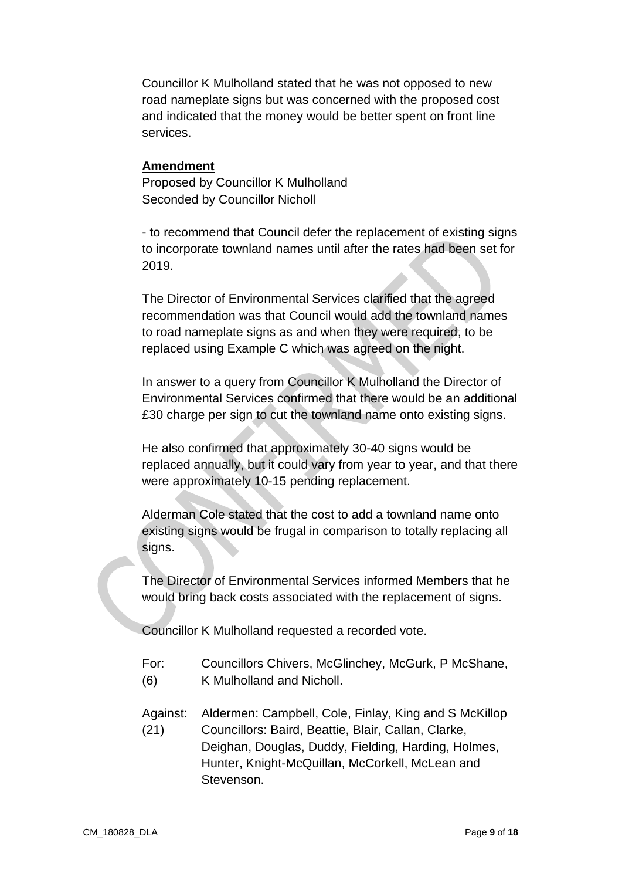Councillor K Mulholland stated that he was not opposed to new road nameplate signs but was concerned with the proposed cost and indicated that the money would be better spent on front line services.

**Amendment**

Proposed by Councillor K Mulholland
Seconded by Councillor Nicholl

- to recommend that Council defer the replacement of existing signs to incorporate townland names until after the rates had been set for 2019.

The Director of Environmental Services clarified that the agreed recommendation was that Council would add the townland names to road nameplate signs as and when they were required, to be replaced using Example C which was agreed on the night.

In answer to a query from Councillor K Mulholland the Director of Environmental Services confirmed that there would be an additional £30 charge per sign to cut the townland name onto existing signs.

He also confirmed that approximately 30-40 signs would be replaced annually, but it could vary from year to year, and that there were approximately 10-15 pending replacement.

Alderman Cole stated that the cost to add a townland name onto existing signs would be frugal in comparison to totally replacing all signs.

The Director of Environmental Services informed Members that he would bring back costs associated with the replacement of signs.

Councillor K Mulholland requested a recorded vote.

For: (6) Councillors Chivers, McGlinchey, McGurk, P McShane, K Mulholland and Nicholl.

Against: (21) Aldermen: Campbell, Cole, Finlay, King and S McKillop
Councillors: Baird, Beattie, Blair, Callan, Clarke, Deighan, Douglas, Duddy, Fielding, Harding, Holmes, Hunter, Knight-McQuillan, McCorkell, McLean and Stevenson.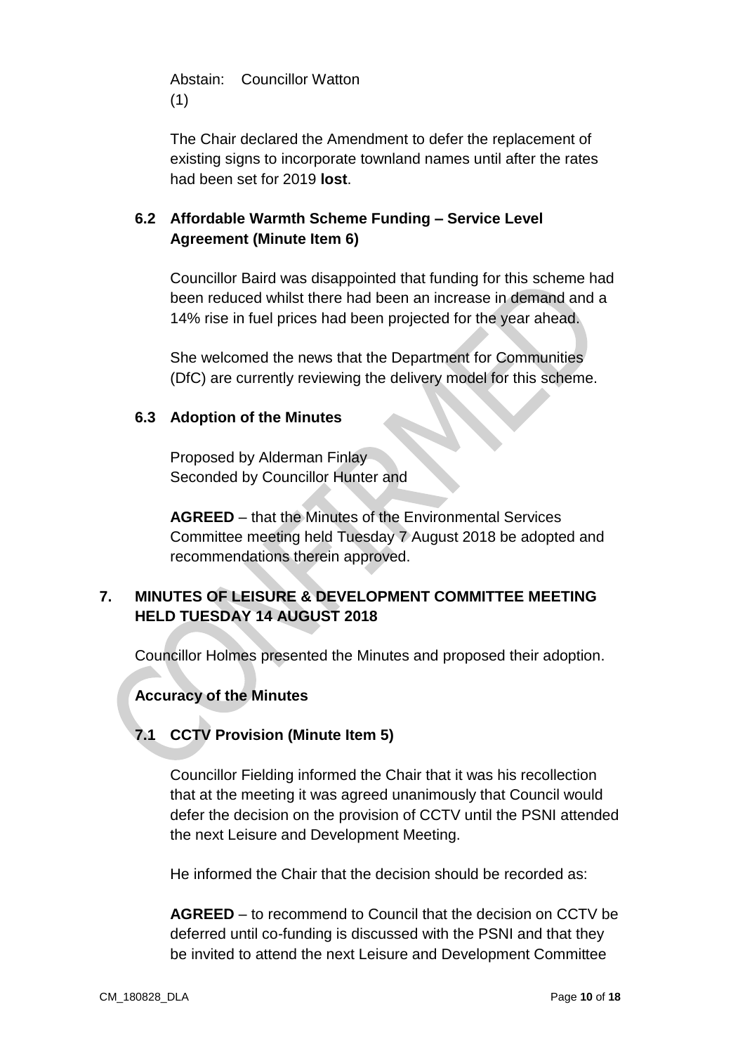Abstain: Councillor Watton
(1)

The Chair declared the Amendment to defer the replacement of existing signs to incorporate townland names until after the rates had been set for 2019 **lost**.

### 6.2 Affordable Warmth Scheme Funding – Service Level Agreement (Minute Item 6)

Councillor Baird was disappointed that funding for this scheme had been reduced whilst there had been an increase in demand and a 14% rise in fuel prices had been projected for the year ahead.

She welcomed the news that the Department for Communities (DfC) are currently reviewing the delivery model for this scheme.

### 6.3 Adoption of the Minutes

Proposed by Alderman Finlay
Seconded by Councillor Hunter and

**AGREED** – that the Minutes of the Environmental Services Committee meeting held Tuesday 7 August 2018 be adopted and recommendations therein approved.

## 7. MINUTES OF LEISURE & DEVELOPMENT COMMITTEE MEETING HELD TUESDAY 14 AUGUST 2018

Councillor Holmes presented the Minutes and proposed their adoption.

**Accuracy of the Minutes**

### 7.1 CCTV Provision (Minute Item 5)

Councillor Fielding informed the Chair that it was his recollection that at the meeting it was agreed unanimously that Council would defer the decision on the provision of CCTV until the PSNI attended the next Leisure and Development Meeting.

He informed the Chair that the decision should be recorded as:

**AGREED** – to recommend to Council that the decision on CCTV be deferred until co-funding is discussed with the PSNI and that they be invited to attend the next Leisure and Development Committee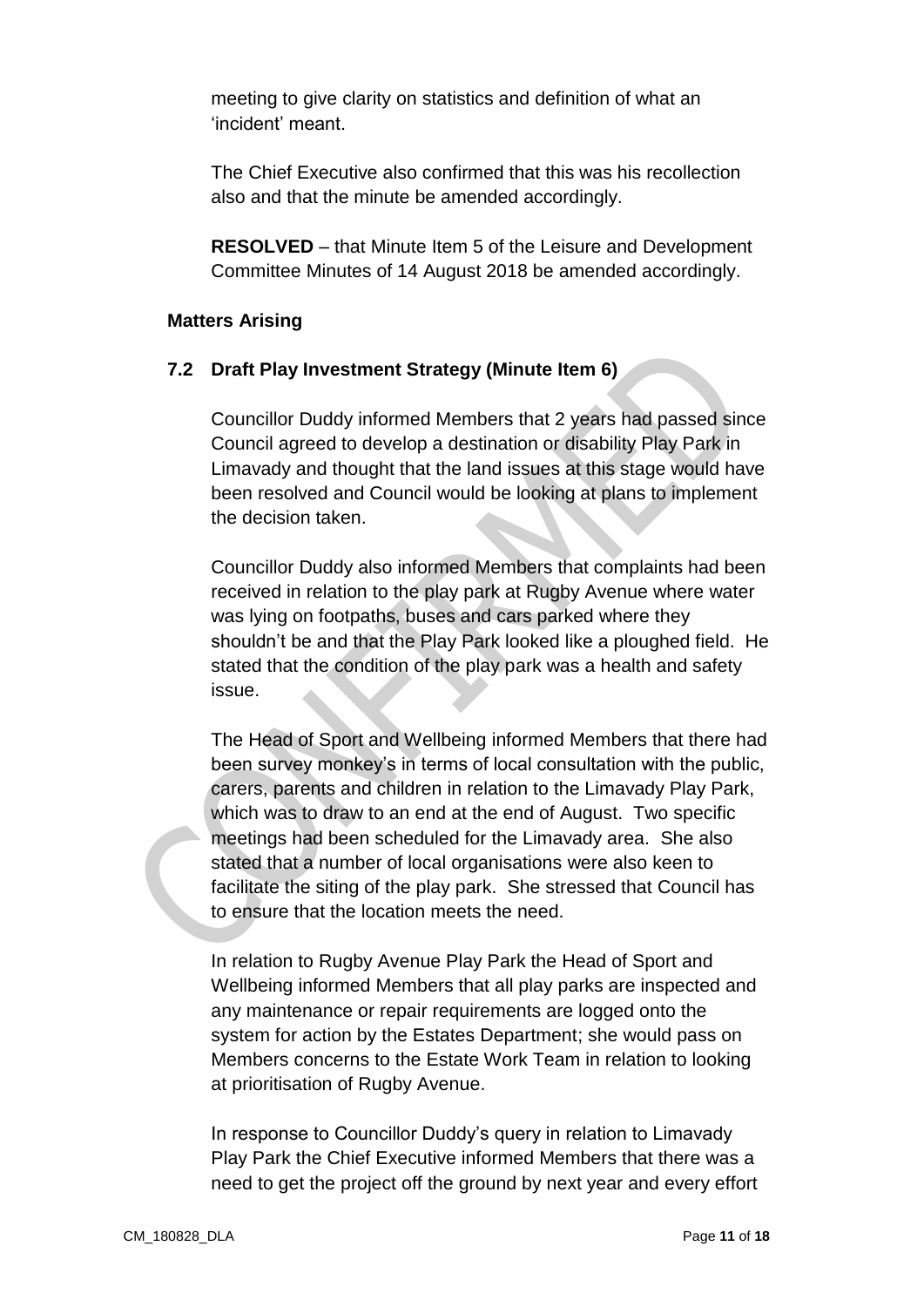meeting to give clarity on statistics and definition of what an 'incident' meant.

The Chief Executive also confirmed that this was his recollection also and that the minute be amended accordingly.

**RESOLVED** – that Minute Item 5 of the Leisure and Development Committee Minutes of 14 August 2018 be amended accordingly.

**Matters Arising**

**7.2 Draft Play Investment Strategy (Minute Item 6)**

Councillor Duddy informed Members that 2 years had passed since Council agreed to develop a destination or disability Play Park in Limavady and thought that the land issues at this stage would have been resolved and Council would be looking at plans to implement the decision taken.

Councillor Duddy also informed Members that complaints had been received in relation to the play park at Rugby Avenue where water was lying on footpaths, buses and cars parked where they shouldn't be and that the Play Park looked like a ploughed field. He stated that the condition of the play park was a health and safety issue.

The Head of Sport and Wellbeing informed Members that there had been survey monkey's in terms of local consultation with the public, carers, parents and children in relation to the Limavady Play Park, which was to draw to an end at the end of August. Two specific meetings had been scheduled for the Limavady area. She also stated that a number of local organisations were also keen to facilitate the siting of the play park. She stressed that Council has to ensure that the location meets the need.

In relation to Rugby Avenue Play Park the Head of Sport and Wellbeing informed Members that all play parks are inspected and any maintenance or repair requirements are logged onto the system for action by the Estates Department; she would pass on Members concerns to the Estate Work Team in relation to looking at prioritisation of Rugby Avenue.

In response to Councillor Duddy's query in relation to Limavady Play Park the Chief Executive informed Members that there was a need to get the project off the ground by next year and every effort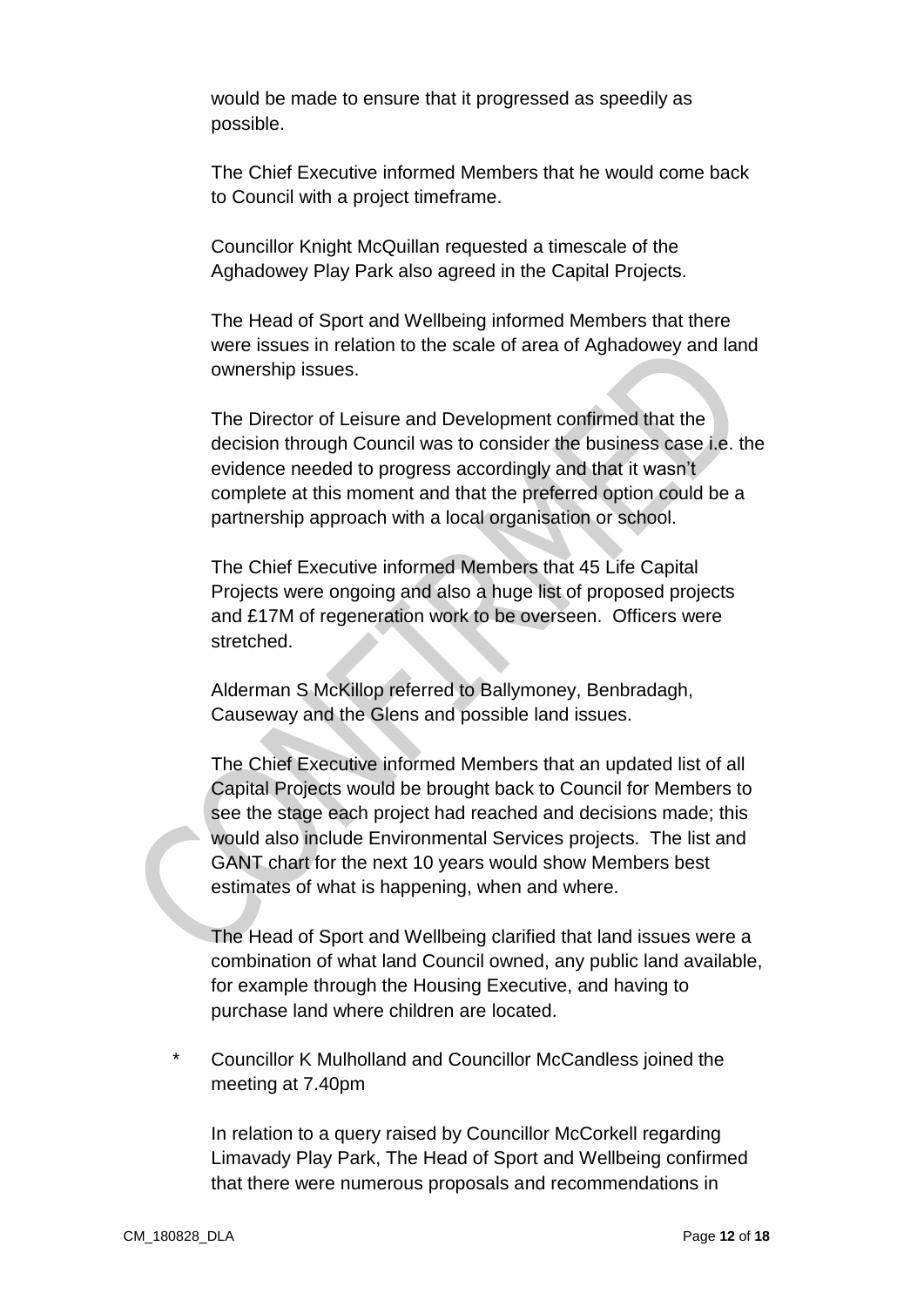would be made to ensure that it progressed as speedily as possible.

The Chief Executive informed Members that he would come back to Council with a project timeframe.

Councillor Knight McQuillan requested a timescale of the Aghadowey Play Park also agreed in the Capital Projects.

The Head of Sport and Wellbeing informed Members that there were issues in relation to the scale of area of Aghadowey and land ownership issues.

The Director of Leisure and Development confirmed that the decision through Council was to consider the business case i.e. the evidence needed to progress accordingly and that it wasn't complete at this moment and that the preferred option could be a partnership approach with a local organisation or school.

The Chief Executive informed Members that 45 Life Capital Projects were ongoing and also a huge list of proposed projects and £17M of regeneration work to be overseen. Officers were stretched.

Alderman S McKillop referred to Ballymoney, Benbradagh, Causeway and the Glens and possible land issues.

The Chief Executive informed Members that an updated list of all Capital Projects would be brought back to Council for Members to see the stage each project had reached and decisions made; this would also include Environmental Services projects. The list and GANT chart for the next 10 years would show Members best estimates of what is happening, when and where.

The Head of Sport and Wellbeing clarified that land issues were a combination of what land Council owned, any public land available, for example through the Housing Executive, and having to purchase land where children are located.

\* Councillor K Mulholland and Councillor McCandless joined the meeting at 7.40pm

In relation to a query raised by Councillor McCorkell regarding Limavady Play Park, The Head of Sport and Wellbeing confirmed that there were numerous proposals and recommendations in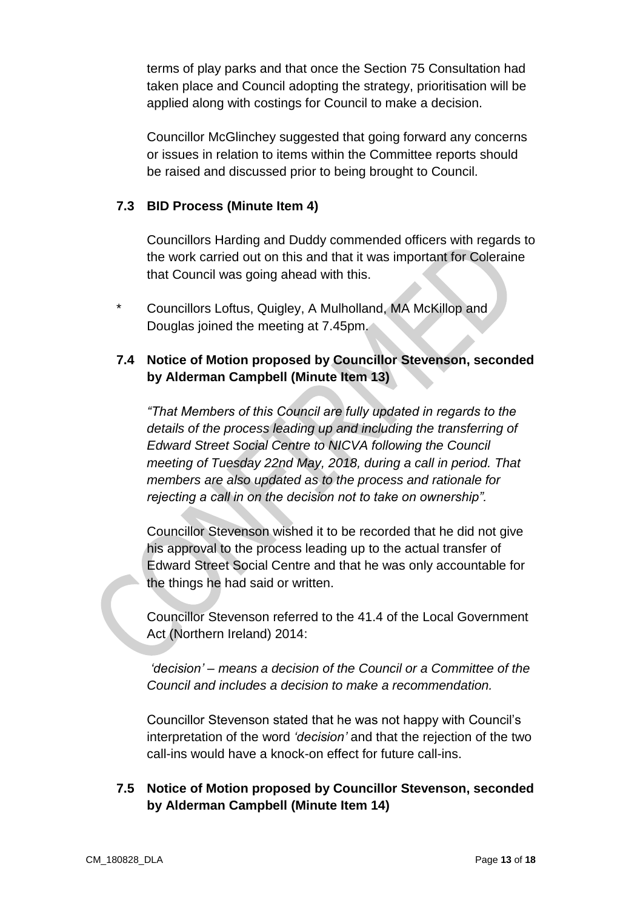terms of play parks and that once the Section 75 Consultation had taken place and Council adopting the strategy, prioritisation will be applied along with costings for Council to make a decision.

Councillor McGlinchey suggested that going forward any concerns or issues in relation to items within the Committee reports should be raised and discussed prior to being brought to Council.

### 7.3 BID Process (Minute Item 4)

Councillors Harding and Duddy commended officers with regards to the work carried out on this and that it was important for Coleraine that Council was going ahead with this.

\* Councillors Loftus, Quigley, A Mulholland, MA McKillop and Douglas joined the meeting at 7.45pm.

### 7.4 Notice of Motion proposed by Councillor Stevenson, seconded by Alderman Campbell (Minute Item 13)

*"That Members of this Council are fully updated in regards to the details of the process leading up and including the transferring of Edward Street Social Centre to NICVA following the Council meeting of Tuesday 22nd May, 2018, during a call in period. That members are also updated as to the process and rationale for rejecting a call in on the decision not to take on ownership".*

Councillor Stevenson wished it to be recorded that he did not give his approval to the process leading up to the actual transfer of Edward Street Social Centre and that he was only accountable for the things he had said or written.

Councillor Stevenson referred to the 41.4 of the Local Government Act (Northern Ireland) 2014:

*'decision' – means a decision of the Council or a Committee of the Council and includes a decision to make a recommendation.*

Councillor Stevenson stated that he was not happy with Council's interpretation of the word *'decision'* and that the rejection of the two call-ins would have a knock-on effect for future call-ins.

### 7.5 Notice of Motion proposed by Councillor Stevenson, seconded by Alderman Campbell (Minute Item 14)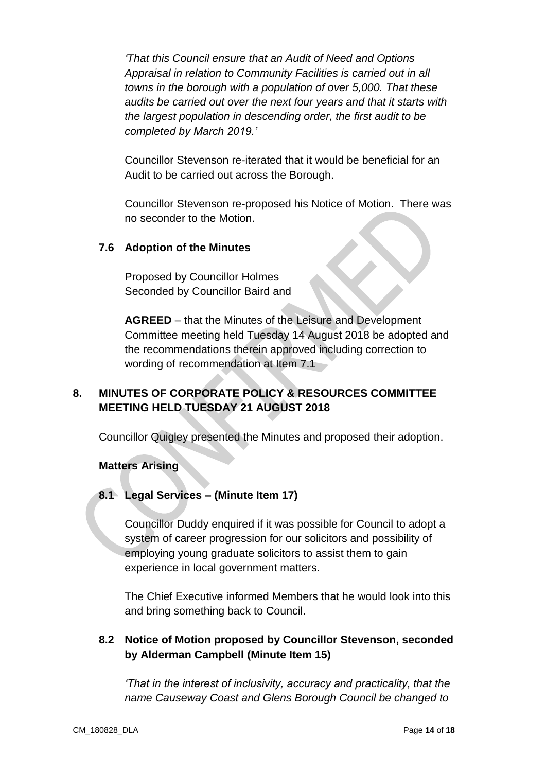*'That this Council ensure that an Audit of Need and Options Appraisal in relation to Community Facilities is carried out in all towns in the borough with a population of over 5,000. That these audits be carried out over the next four years and that it starts with the largest population in descending order, the first audit to be completed by March 2019.'*

Councillor Stevenson re-iterated that it would be beneficial for an Audit to be carried out across the Borough.

Councillor Stevenson re-proposed his Notice of Motion. There was no seconder to the Motion.

### 7.6 Adoption of the Minutes

Proposed by Councillor Holmes
Seconded by Councillor Baird and

**AGREED** – that the Minutes of the Leisure and Development Committee meeting held Tuesday 14 August 2018 be adopted and the recommendations therein approved including correction to wording of recommendation at Item 7.1

## 8. MINUTES OF CORPORATE POLICY & RESOURCES COMMITTEE MEETING HELD TUESDAY 21 AUGUST 2018

Councillor Quigley presented the Minutes and proposed their adoption.

**Matters Arising**

### 8.1 Legal Services – (Minute Item 17)

Councillor Duddy enquired if it was possible for Council to adopt a system of career progression for our solicitors and possibility of employing young graduate solicitors to assist them to gain experience in local government matters.

The Chief Executive informed Members that he would look into this and bring something back to Council.

### 8.2 Notice of Motion proposed by Councillor Stevenson, seconded by Alderman Campbell (Minute Item 15)

*'That in the interest of inclusivity, accuracy and practicality, that the name Causeway Coast and Glens Borough Council be changed to*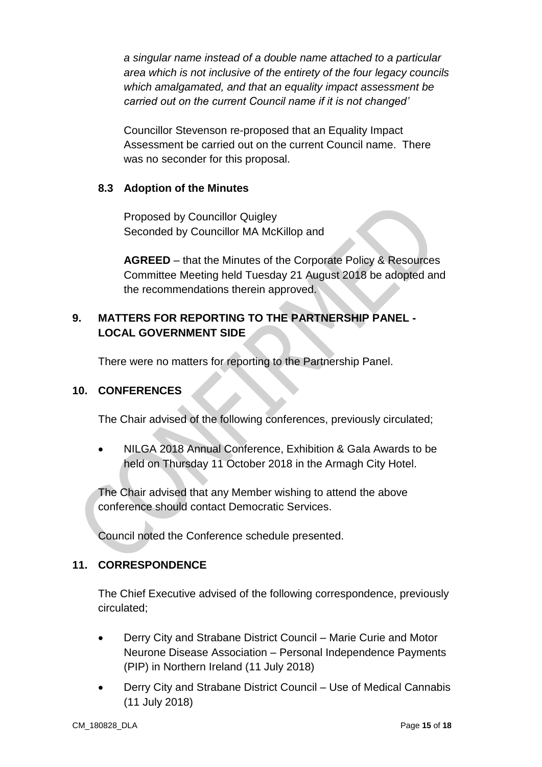*a singular name instead of a double name attached to a particular area which is not inclusive of the entirety of the four legacy councils which amalgamated, and that an equality impact assessment be carried out on the current Council name if it is not changed'*

Councillor Stevenson re-proposed that an Equality Impact Assessment be carried out on the current Council name. There was no seconder for this proposal.

### 8.3 Adoption of the Minutes

Proposed by Councillor Quigley
Seconded by Councillor MA McKillop and

**AGREED** – that the Minutes of the Corporate Policy & Resources Committee Meeting held Tuesday 21 August 2018 be adopted and the recommendations therein approved.

## 9. MATTERS FOR REPORTING TO THE PARTNERSHIP PANEL - LOCAL GOVERNMENT SIDE

There were no matters for reporting to the Partnership Panel.

## 10. CONFERENCES

The Chair advised of the following conferences, previously circulated;

- NILGA 2018 Annual Conference, Exhibition & Gala Awards to be held on Thursday 11 October 2018 in the Armagh City Hotel.

The Chair advised that any Member wishing to attend the above conference should contact Democratic Services.

Council noted the Conference schedule presented.

## 11. CORRESPONDENCE

The Chief Executive advised of the following correspondence, previously circulated;

- Derry City and Strabane District Council – Marie Curie and Motor Neurone Disease Association – Personal Independence Payments (PIP) in Northern Ireland (11 July 2018)
- Derry City and Strabane District Council – Use of Medical Cannabis (11 July 2018)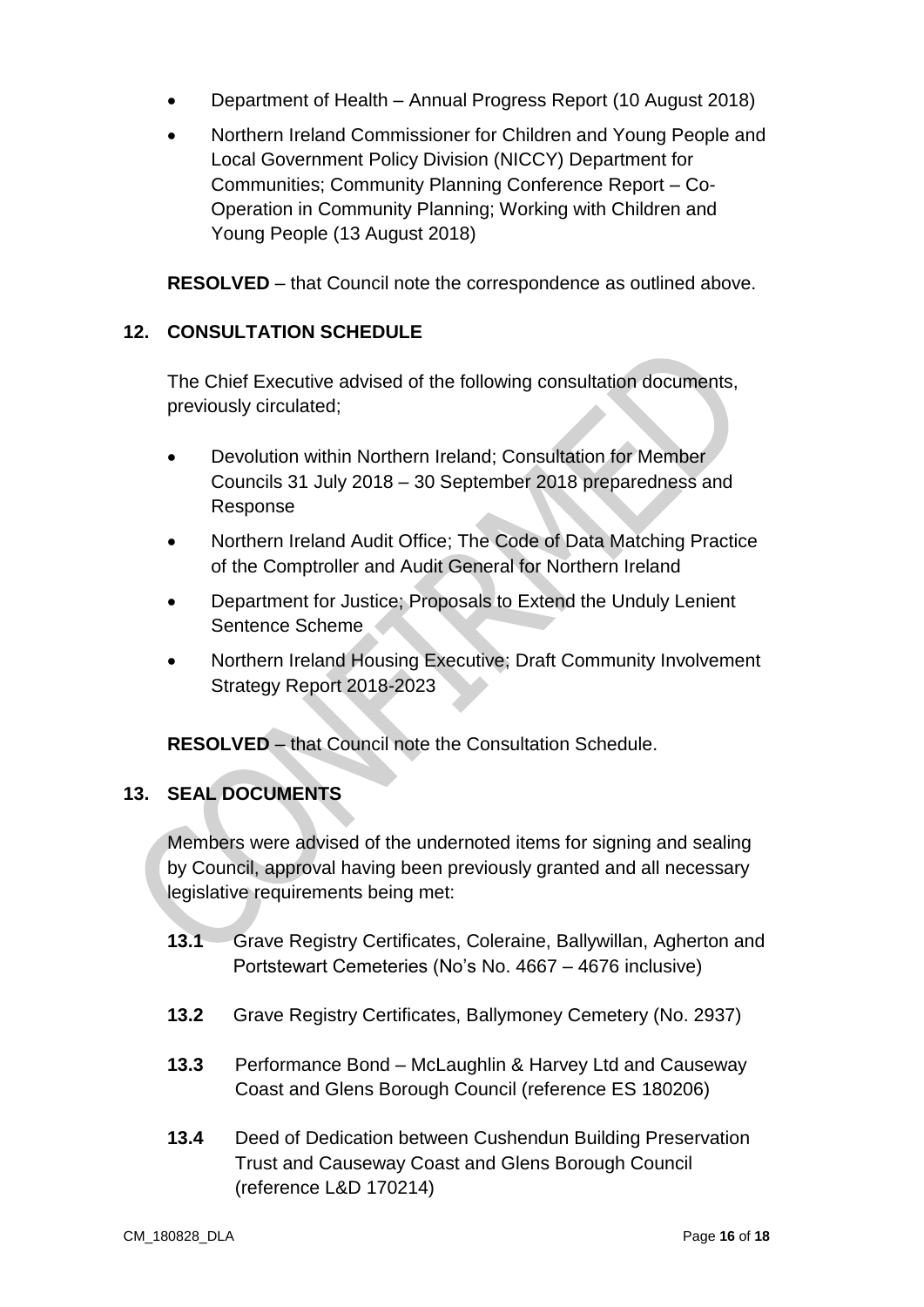- Department of Health – Annual Progress Report (10 August 2018)
- Northern Ireland Commissioner for Children and Young People and Local Government Policy Division (NICCY) Department for Communities; Community Planning Conference Report – Co-Operation in Community Planning; Working with Children and Young People (13 August 2018)

**RESOLVED** – that Council note the correspondence as outlined above.

## 12. CONSULTATION SCHEDULE

The Chief Executive advised of the following consultation documents, previously circulated;

- Devolution within Northern Ireland; Consultation for Member Councils 31 July 2018 – 30 September 2018 preparedness and Response
- Northern Ireland Audit Office; The Code of Data Matching Practice of the Comptroller and Audit General for Northern Ireland
- Department for Justice; Proposals to Extend the Unduly Lenient Sentence Scheme
- Northern Ireland Housing Executive; Draft Community Involvement Strategy Report 2018-2023

**RESOLVED** – that Council note the Consultation Schedule.

## 13. SEAL DOCUMENTS

Members were advised of the undernoted items for signing and sealing by Council, approval having been previously granted and all necessary legislative requirements being met:

**13.1** Grave Registry Certificates, Coleraine, Ballywillan, Agherton and Portstewart Cemeteries (No's No. 4667 – 4676 inclusive)

**13.2** Grave Registry Certificates, Ballymoney Cemetery (No. 2937)

**13.3** Performance Bond – McLaughlin & Harvey Ltd and Causeway Coast and Glens Borough Council (reference ES 180206)

**13.4** Deed of Dedication between Cushendun Building Preservation Trust and Causeway Coast and Glens Borough Council (reference L&D 170214)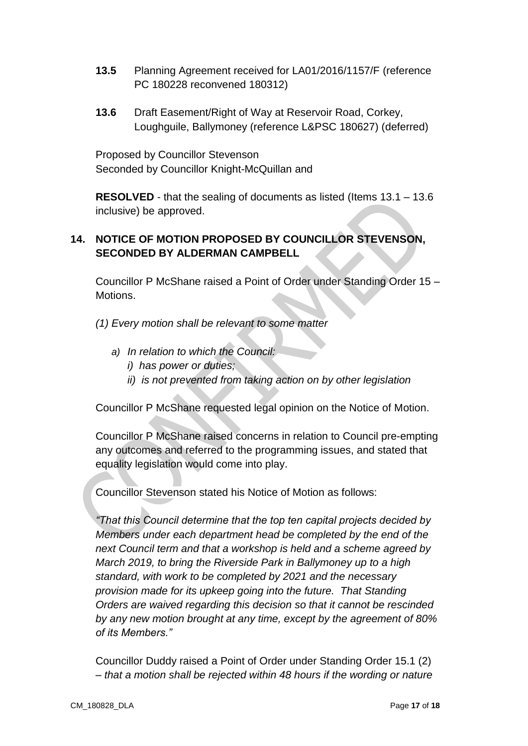**13.5** Planning Agreement received for LA01/2016/1157/F (reference PC 180228 reconvened 180312)

**13.6** Draft Easement/Right of Way at Reservoir Road, Corkey, Loughguile, Ballymoney (reference L&PSC 180627) (deferred)

Proposed by Councillor Stevenson
Seconded by Councillor Knight-McQuillan and

**RESOLVED** - that the sealing of documents as listed (Items 13.1 – 13.6 inclusive) be approved.

## 14. NOTICE OF MOTION PROPOSED BY COUNCILLOR STEVENSON, SECONDED BY ALDERMAN CAMPBELL

Councillor P McShane raised a Point of Order under Standing Order 15 – Motions.

*(1) Every motion shall be relevant to some matter*

- *a) In relation to which the Council:*
  - *i) has power or duties;*
  - *ii) is not prevented from taking action on by other legislation*

Councillor P McShane requested legal opinion on the Notice of Motion.

Councillor P McShane raised concerns in relation to Council pre-empting any outcomes and referred to the programming issues, and stated that equality legislation would come into play.

Councillor Stevenson stated his Notice of Motion as follows:

*"That this Council determine that the top ten capital projects decided by Members under each department head be completed by the end of the next Council term and that a workshop is held and a scheme agreed by March 2019, to bring the Riverside Park in Ballymoney up to a high standard, with work to be completed by 2021 and the necessary provision made for its upkeep going into the future. That Standing Orders are waived regarding this decision so that it cannot be rescinded by any new motion brought at any time, except by the agreement of 80% of its Members."*

Councillor Duddy raised a Point of Order under Standing Order 15.1 (2) – *that a motion shall be rejected within 48 hours if the wording or nature*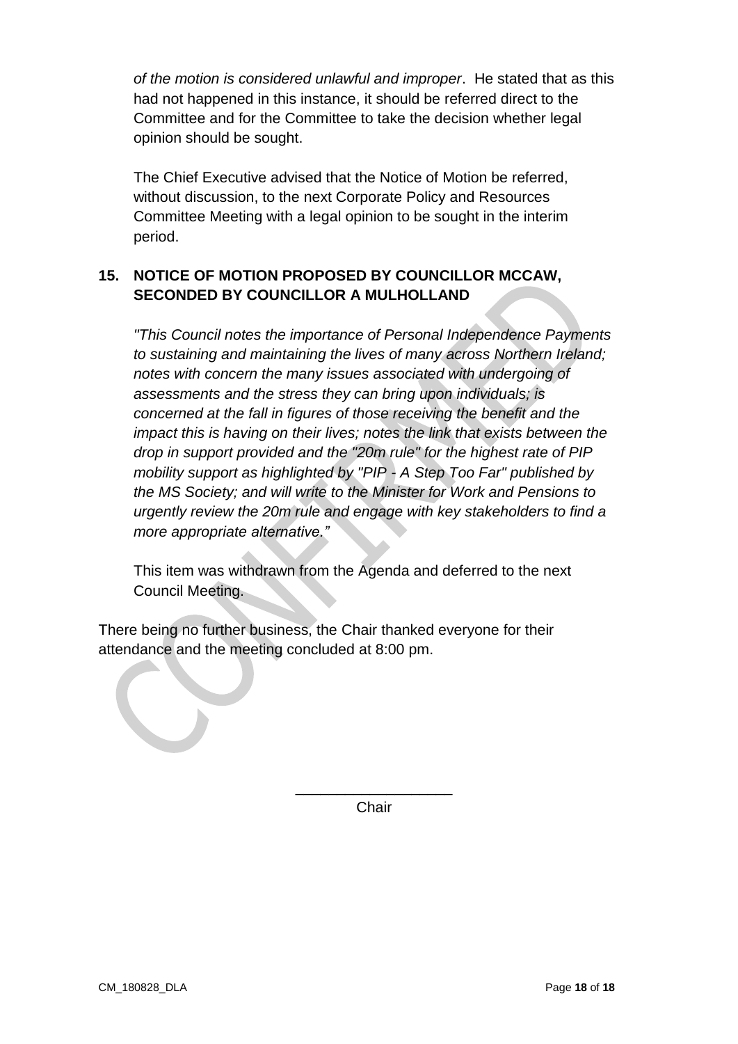*of the motion is considered unlawful and improper*. He stated that as this had not happened in this instance, it should be referred direct to the Committee and for the Committee to take the decision whether legal opinion should be sought.

The Chief Executive advised that the Notice of Motion be referred, without discussion, to the next Corporate Policy and Resources Committee Meeting with a legal opinion to be sought in the interim period.

## 15. NOTICE OF MOTION PROPOSED BY COUNCILLOR MCCAW, SECONDED BY COUNCILLOR A MULHOLLAND

*"This Council notes the importance of Personal Independence Payments to sustaining and maintaining the lives of many across Northern Ireland; notes with concern the many issues associated with undergoing of assessments and the stress they can bring upon individuals; is concerned at the fall in figures of those receiving the benefit and the impact this is having on their lives; notes the link that exists between the drop in support provided and the "20m rule" for the highest rate of PIP mobility support as highlighted by "PIP - A Step Too Far" published by the MS Society; and will write to the Minister for Work and Pensions to urgently review the 20m rule and engage with key stakeholders to find a more appropriate alternative."*

This item was withdrawn from the Agenda and deferred to the next Council Meeting.

There being no further business, the Chair thanked everyone for their attendance and the meeting concluded at 8:00 pm.

___________________

Chair